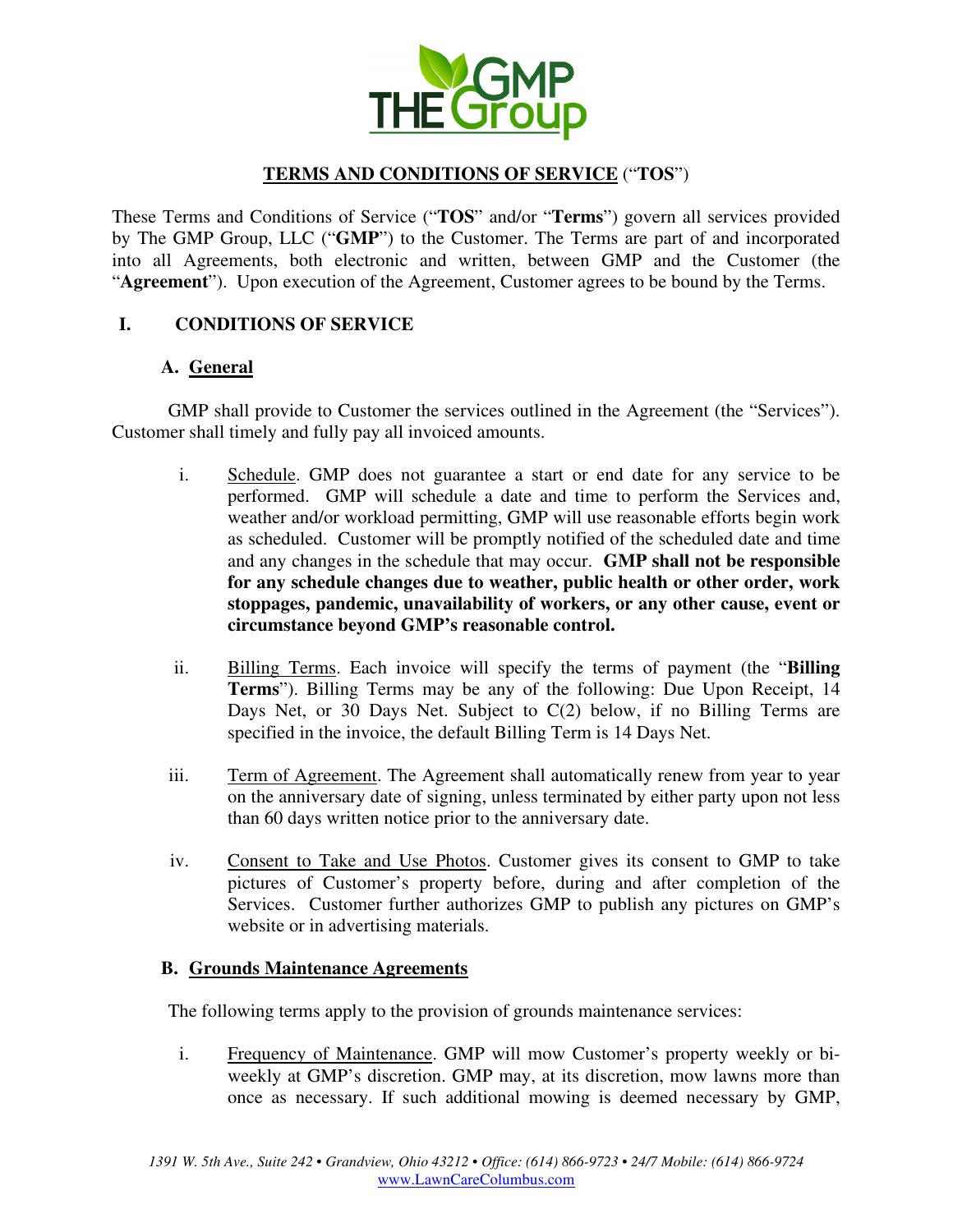# TERMS AND CONDITIONS OF SERVICE ("TOS")

These Terms and Conditions of Service ("**TOS**" and/or "**Terms**") govern all services provided by The GMP Group, LLC ("**GMP**") to the Customer. The Terms are part of and incorporated into all Agreements, both electronic and written, between GMP and the Customer (the "**Agreement**"). Upon execution of the Agreement, Customer agrees to be bound by the Terms.

## I. CONDITIONS OF SERVICE

### A. General

GMP shall provide to Customer the services outlined in the Agreement (the "Services"). Customer shall timely and fully pay all invoiced amounts.

i. Schedule. GMP does not guarantee a start or end date for any service to be performed. GMP will schedule a date and time to perform the Services and, weather and/or workload permitting, GMP will use reasonable efforts begin work as scheduled. Customer will be promptly notified of the scheduled date and time and any changes in the schedule that may occur. **GMP shall not be responsible for any schedule changes due to weather, public health or other order, work stoppages, pandemic, unavailability of workers, or any other cause, event or circumstance beyond GMP's reasonable control.**

ii. Billing Terms. Each invoice will specify the terms of payment (the "**Billing Terms**"). Billing Terms may be any of the following: Due Upon Receipt, 14 Days Net, or 30 Days Net. Subject to C(2) below, if no Billing Terms are specified in the invoice, the default Billing Term is 14 Days Net.

iii. Term of Agreement. The Agreement shall automatically renew from year to year on the anniversary date of signing, unless terminated by either party upon not less than 60 days written notice prior to the anniversary date.

iv. Consent to Take and Use Photos. Customer gives its consent to GMP to take pictures of Customer's property before, during and after completion of the Services. Customer further authorizes GMP to publish any pictures on GMP's website or in advertising materials.

### B. Grounds Maintenance Agreements

The following terms apply to the provision of grounds maintenance services:

i. Frequency of Maintenance. GMP will mow Customer's property weekly or bi-weekly at GMP's discretion. GMP may, at its discretion, mow lawns more than once as necessary. If such additional mowing is deemed necessary by GMP,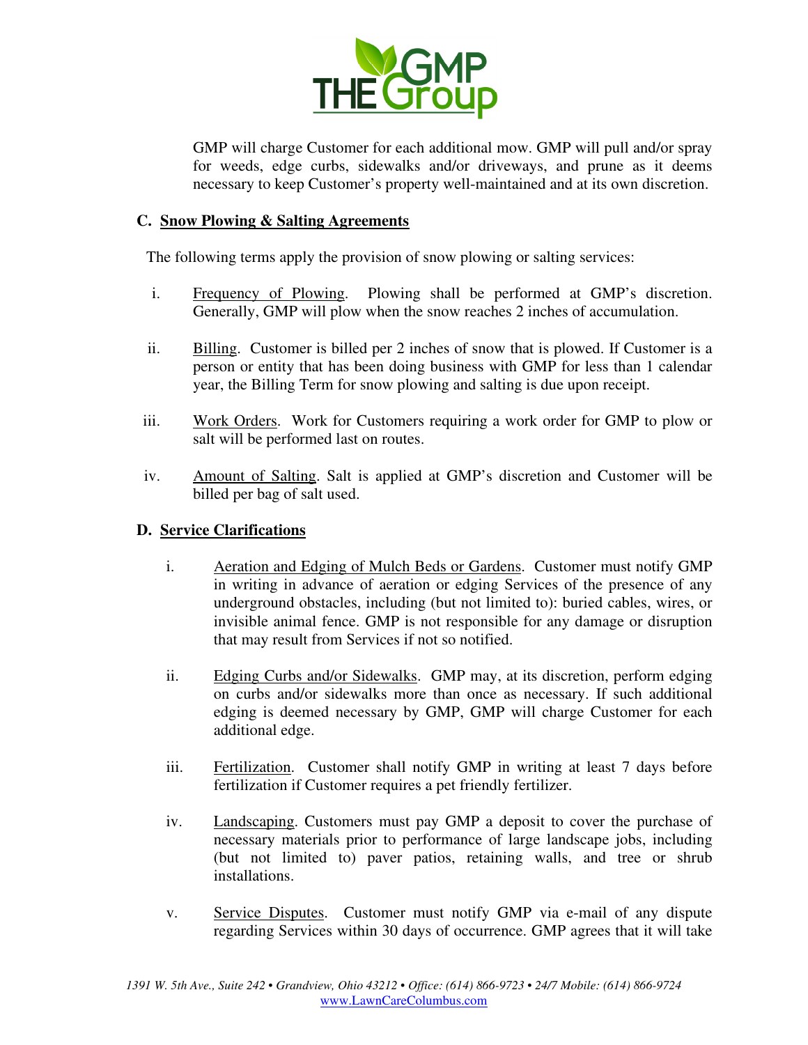GMP will charge Customer for each additional mow. GMP will pull and/or spray for weeds, edge curbs, sidewalks and/or driveways, and prune as it deems necessary to keep Customer's property well-maintained and at its own discretion.

## C. Snow Plowing & Salting Agreements

The following terms apply the provision of snow plowing or salting services:

i. Frequency of Plowing. Plowing shall be performed at GMP's discretion. Generally, GMP will plow when the snow reaches 2 inches of accumulation.

ii. Billing. Customer is billed per 2 inches of snow that is plowed. If Customer is a person or entity that has been doing business with GMP for less than 1 calendar year, the Billing Term for snow plowing and salting is due upon receipt.

iii. Work Orders. Work for Customers requiring a work order for GMP to plow or salt will be performed last on routes.

iv. Amount of Salting. Salt is applied at GMP's discretion and Customer will be billed per bag of salt used.

## D. Service Clarifications

i. Aeration and Edging of Mulch Beds or Gardens. Customer must notify GMP in writing in advance of aeration or edging Services of the presence of any underground obstacles, including (but not limited to): buried cables, wires, or invisible animal fence. GMP is not responsible for any damage or disruption that may result from Services if not so notified.

ii. Edging Curbs and/or Sidewalks. GMP may, at its discretion, perform edging on curbs and/or sidewalks more than once as necessary. If such additional edging is deemed necessary by GMP, GMP will charge Customer for each additional edge.

iii. Fertilization. Customer shall notify GMP in writing at least 7 days before fertilization if Customer requires a pet friendly fertilizer.

iv. Landscaping. Customers must pay GMP a deposit to cover the purchase of necessary materials prior to performance of large landscape jobs, including (but not limited to) paver patios, retaining walls, and tree or shrub installations.

v. Service Disputes. Customer must notify GMP via e-mail of any dispute regarding Services within 30 days of occurrence. GMP agrees that it will take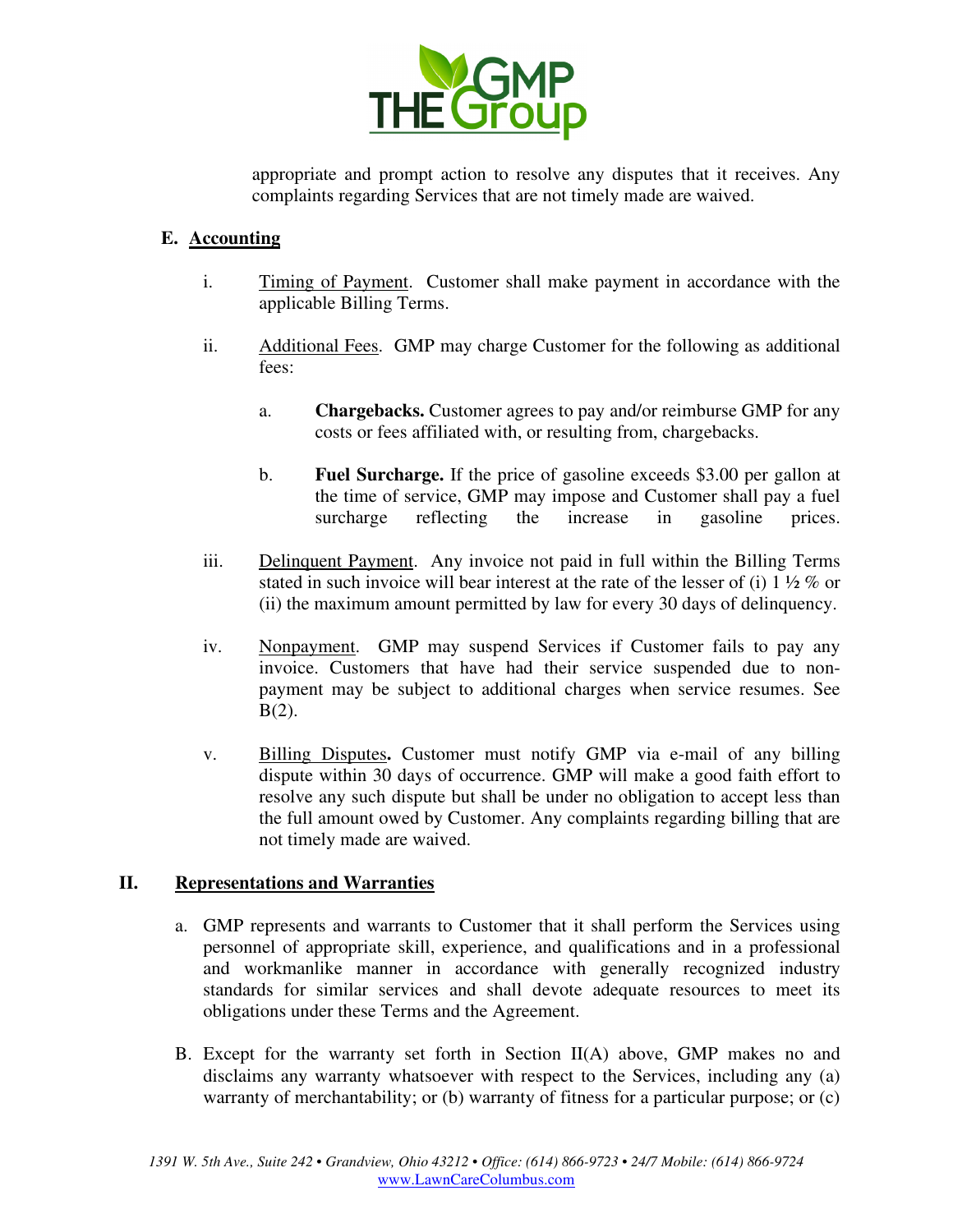appropriate and prompt action to resolve any disputes that it receives. Any complaints regarding Services that are not timely made are waived.

### E. Accounting

i. Timing of Payment. Customer shall make payment in accordance with the applicable Billing Terms.

ii. Additional Fees. GMP may charge Customer for the following as additional fees:

   a. **Chargebacks.** Customer agrees to pay and/or reimburse GMP for any costs or fees affiliated with, or resulting from, chargebacks.

   b. **Fuel Surcharge.** If the price of gasoline exceeds $3.00 per gallon at the time of service, GMP may impose and Customer shall pay a fuel surcharge reflecting the increase in gasoline prices.

iii. Delinquent Payment. Any invoice not paid in full within the Billing Terms stated in such invoice will bear interest at the rate of the lesser of (i) 1 ½ % or (ii) the maximum amount permitted by law for every 30 days of delinquency.

iv. Nonpayment. GMP may suspend Services if Customer fails to pay any invoice. Customers that have had their service suspended due to non-payment may be subject to additional charges when service resumes. See B(2).

v. Billing Disputes**.** Customer must notify GMP via e-mail of any billing dispute within 30 days of occurrence. GMP will make a good faith effort to resolve any such dispute but shall be under no obligation to accept less than the full amount owed by Customer. Any complaints regarding billing that are not timely made are waived.

## II. Representations and Warranties

a. GMP represents and warrants to Customer that it shall perform the Services using personnel of appropriate skill, experience, and qualifications and in a professional and workmanlike manner in accordance with generally recognized industry standards for similar services and shall devote adequate resources to meet its obligations under these Terms and the Agreement.

B. Except for the warranty set forth in Section II(A) above, GMP makes no and disclaims any warranty whatsoever with respect to the Services, including any (a) warranty of merchantability; or (b) warranty of fitness for a particular purpose; or (c)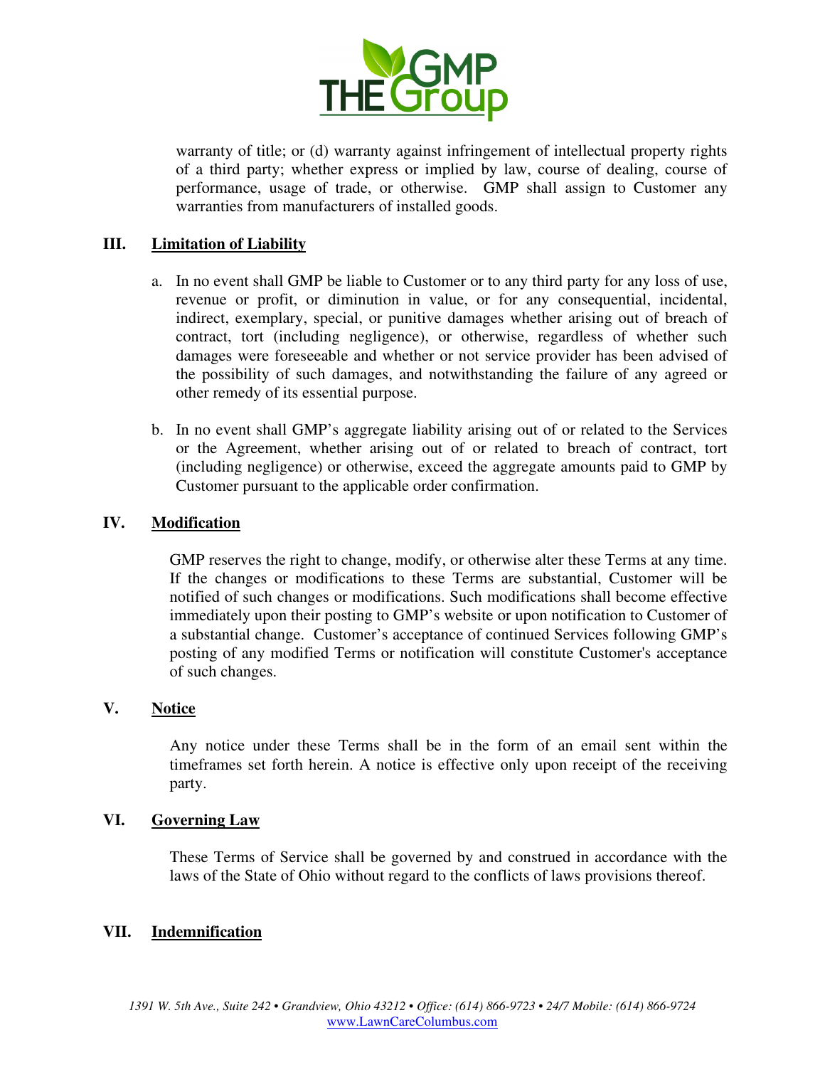warranty of title; or (d) warranty against infringement of intellectual property rights of a third party; whether express or implied by law, course of dealing, course of performance, usage of trade, or otherwise. GMP shall assign to Customer any warranties from manufacturers of installed goods.

## III. Limitation of Liability

a. In no event shall GMP be liable to Customer or to any third party for any loss of use, revenue or profit, or diminution in value, or for any consequential, incidental, indirect, exemplary, special, or punitive damages whether arising out of breach of contract, tort (including negligence), or otherwise, regardless of whether such damages were foreseeable and whether or not service provider has been advised of the possibility of such damages, and notwithstanding the failure of any agreed or other remedy of its essential purpose.

b. In no event shall GMP's aggregate liability arising out of or related to the Services or the Agreement, whether arising out of or related to breach of contract, tort (including negligence) or otherwise, exceed the aggregate amounts paid to GMP by Customer pursuant to the applicable order confirmation.

## IV. Modification

GMP reserves the right to change, modify, or otherwise alter these Terms at any time. If the changes or modifications to these Terms are substantial, Customer will be notified of such changes or modifications. Such modifications shall become effective immediately upon their posting to GMP's website or upon notification to Customer of a substantial change. Customer's acceptance of continued Services following GMP's posting of any modified Terms or notification will constitute Customer's acceptance of such changes.

## V. Notice

Any notice under these Terms shall be in the form of an email sent within the timeframes set forth herein. A notice is effective only upon receipt of the receiving party.

## VI. Governing Law

These Terms of Service shall be governed by and construed in accordance with the laws of the State of Ohio without regard to the conflicts of laws provisions thereof.

## VII. Indemnification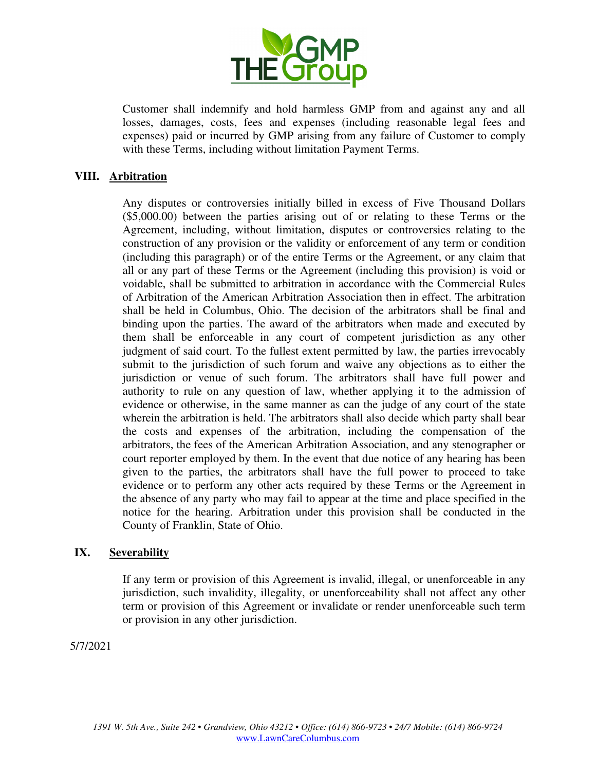Customer shall indemnify and hold harmless GMP from and against any and all losses, damages, costs, fees and expenses (including reasonable legal fees and expenses) paid or incurred by GMP arising from any failure of Customer to comply with these Terms, including without limitation Payment Terms.

## VIII. Arbitration

Any disputes or controversies initially billed in excess of Five Thousand Dollars ($5,000.00) between the parties arising out of or relating to these Terms or the Agreement, including, without limitation, disputes or controversies relating to the construction of any provision or the validity or enforcement of any term or condition (including this paragraph) or of the entire Terms or the Agreement, or any claim that all or any part of these Terms or the Agreement (including this provision) is void or voidable, shall be submitted to arbitration in accordance with the Commercial Rules of Arbitration of the American Arbitration Association then in effect. The arbitration shall be held in Columbus, Ohio. The decision of the arbitrators shall be final and binding upon the parties. The award of the arbitrators when made and executed by them shall be enforceable in any court of competent jurisdiction as any other judgment of said court. To the fullest extent permitted by law, the parties irrevocably submit to the jurisdiction of such forum and waive any objections as to either the jurisdiction or venue of such forum. The arbitrators shall have full power and authority to rule on any question of law, whether applying it to the admission of evidence or otherwise, in the same manner as can the judge of any court of the state wherein the arbitration is held. The arbitrators shall also decide which party shall bear the costs and expenses of the arbitration, including the compensation of the arbitrators, the fees of the American Arbitration Association, and any stenographer or court reporter employed by them. In the event that due notice of any hearing has been given to the parties, the arbitrators shall have the full power to proceed to take evidence or to perform any other acts required by these Terms or the Agreement in the absence of any party who may fail to appear at the time and place specified in the notice for the hearing. Arbitration under this provision shall be conducted in the County of Franklin, State of Ohio.

## IX. Severability

If any term or provision of this Agreement is invalid, illegal, or unenforceable in any jurisdiction, such invalidity, illegality, or unenforceability shall not affect any other term or provision of this Agreement or invalidate or render unenforceable such term or provision in any other jurisdiction.

5/7/2021